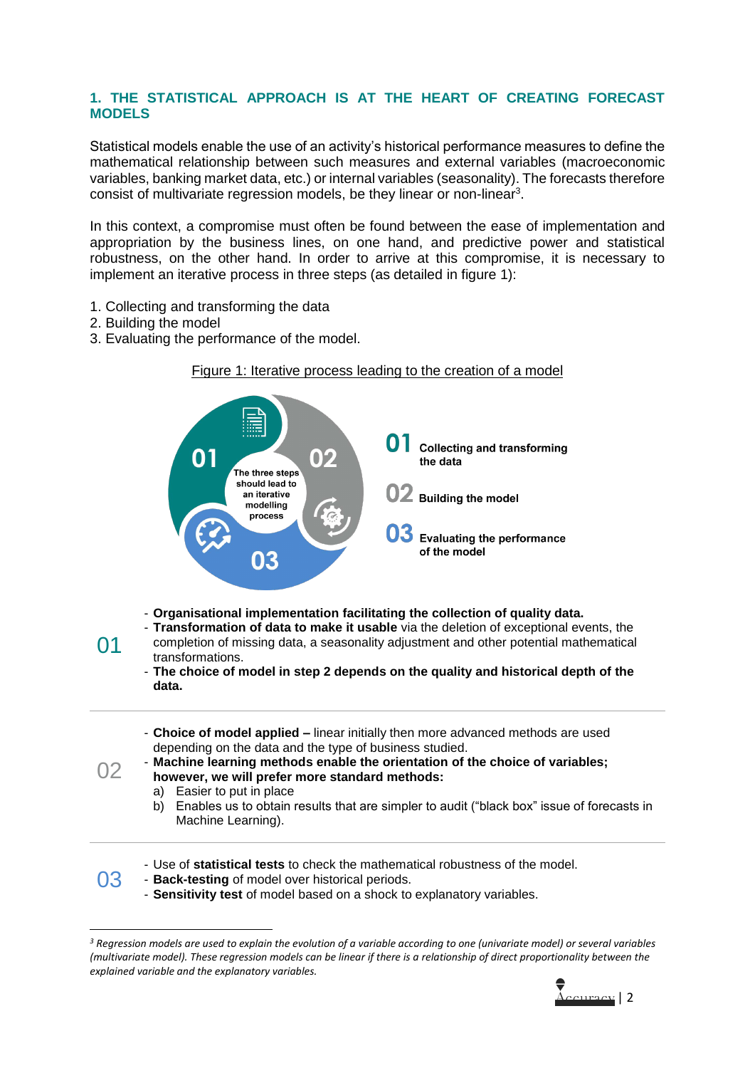## 1. THE STATISTICAL APPROACH IS AT THE HEART OF CREATING FORECAST MODELS

Statistical models enable the use of an activity's historical performance measures to define the mathematical relationship between such measures and external variables (macroeconomic variables, banking market data, etc.) or internal variables (seasonality). The forecasts therefore consist of multivariate regression models, be they linear or non-linear[3].

In this context, a compromise must often be found between the ease of implementation and appropriation by the business lines, on one hand, and predictive power and statistical robustness, on the other hand. In order to arrive at this compromise, it is necessary to implement an iterative process in three steps (as detailed in figure 1):

1. Collecting and transforming the data
2. Building the model
3. Evaluating the performance of the model.

Figure 1: Iterative process leading to the creation of a model

The three steps should lead to an iterative modelling process

**01** Collecting and transforming the data

**02** Building the model

**03** Evaluating the performance of the model

**01**

- **Organisational implementation facilitating the collection of quality data.**
- **Transformation of data to make it usable** via the deletion of exceptional events, the completion of missing data, a seasonality adjustment and other potential mathematical transformations.
- **The choice of model in step 2 depends on the quality and historical depth of the data.**

**02**

- **Choice of model applied –** linear initially then more advanced methods are used depending on the data and the type of business studied.
- **Machine learning methods enable the orientation of the choice of variables; however, we will prefer more standard methods:**
  a) Easier to put in place
  b) Enables us to obtain results that are simpler to audit ("black box" issue of forecasts in Machine Learning).

**03**

- Use of **statistical tests** to check the mathematical robustness of the model.
- **Back-testing** of model over historical periods.
- **Sensitivity test** of model based on a shock to explanatory variables.

---

[3] *Regression models are used to explain the evolution of a variable according to one (univariate model) or several variables (multivariate model). These regression models can be linear if there is a relationship of direct proportionality between the explained variable and the explanatory variables.*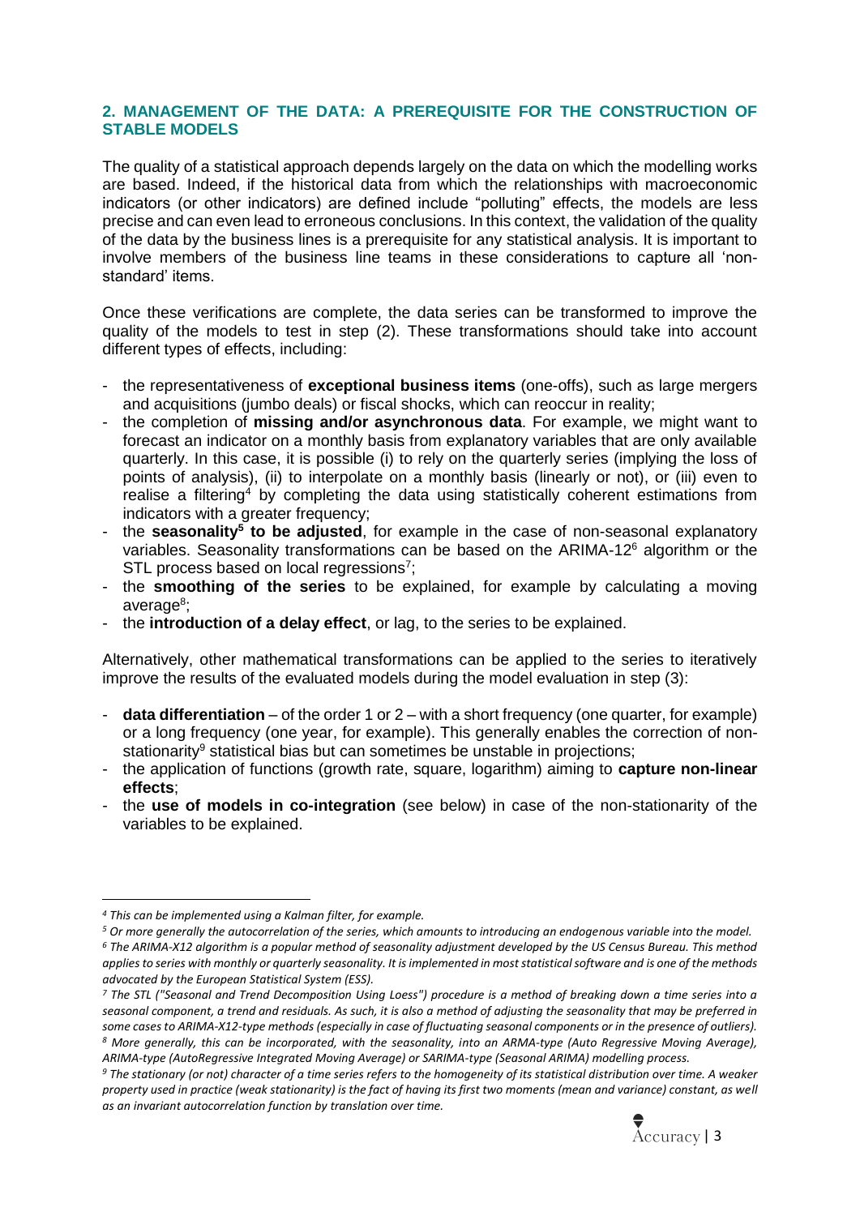## 2. MANAGEMENT OF THE DATA: A PREREQUISITE FOR THE CONSTRUCTION OF STABLE MODELS

The quality of a statistical approach depends largely on the data on which the modelling works are based. Indeed, if the historical data from which the relationships with macroeconomic indicators (or other indicators) are defined include "polluting" effects, the models are less precise and can even lead to erroneous conclusions. In this context, the validation of the quality of the data by the business lines is a prerequisite for any statistical analysis. It is important to involve members of the business line teams in these considerations to capture all 'non-standard' items.

Once these verifications are complete, the data series can be transformed to improve the quality of the models to test in step (2). These transformations should take into account different types of effects, including:

- the representativeness of **exceptional business items** (one-offs), such as large mergers and acquisitions (jumbo deals) or fiscal shocks, which can reoccur in reality;
- the completion of **missing and/or asynchronous data**. For example, we might want to forecast an indicator on a monthly basis from explanatory variables that are only available quarterly. In this case, it is possible (i) to rely on the quarterly series (implying the loss of points of analysis), (ii) to interpolate on a monthly basis (linearly or not), or (iii) even to realise a filtering[4] by completing the data using statistically coherent estimations from indicators with a greater frequency;
- the **seasonality[5] to be adjusted**, for example in the case of non-seasonal explanatory variables. Seasonality transformations can be based on the ARIMA-12[6] algorithm or the STL process based on local regressions[7];
- the **smoothing of the series** to be explained, for example by calculating a moving average[8];
- the **introduction of a delay effect**, or lag, to the series to be explained.

Alternatively, other mathematical transformations can be applied to the series to iteratively improve the results of the evaluated models during the model evaluation in step (3):

- **data differentiation** – of the order 1 or 2 – with a short frequency (one quarter, for example) or a long frequency (one year, for example). This generally enables the correction of non-stationarity[9] statistical bias but can sometimes be unstable in projections;
- the application of functions (growth rate, square, logarithm) aiming to **capture non-linear effects**;
- the **use of models in co-integration** (see below) in case of the non-stationarity of the variables to be explained.

---

[4] *This can be implemented using a Kalman filter, for example.*

[5] *Or more generally the autocorrelation of the series, which amounts to introducing an endogenous variable into the model.*

[6] *The ARIMA-X12 algorithm is a popular method of seasonality adjustment developed by the US Census Bureau. This method applies to series with monthly or quarterly seasonality. It is implemented in most statistical software and is one of the methods advocated by the European Statistical System (ESS).*

[7] *The STL ("Seasonal and Trend Decomposition Using Loess") procedure is a method of breaking down a time series into a seasonal component, a trend and residuals. As such, it is also a method of adjusting the seasonality that may be preferred in some cases to ARIMA-X12-type methods (especially in case of fluctuating seasonal components or in the presence of outliers).*

[8] *More generally, this can be incorporated, with the seasonality, into an ARMA-type (Auto Regressive Moving Average), ARIMA-type (AutoRegressive Integrated Moving Average) or SARIMA-type (Seasonal ARIMA) modelling process.*

[9] *The stationary (or not) character of a time series refers to the homogeneity of its statistical distribution over time. A weaker property used in practice (weak stationarity) is the fact of having its first two moments (mean and variance) constant, as well as an invariant autocorrelation function by translation over time.*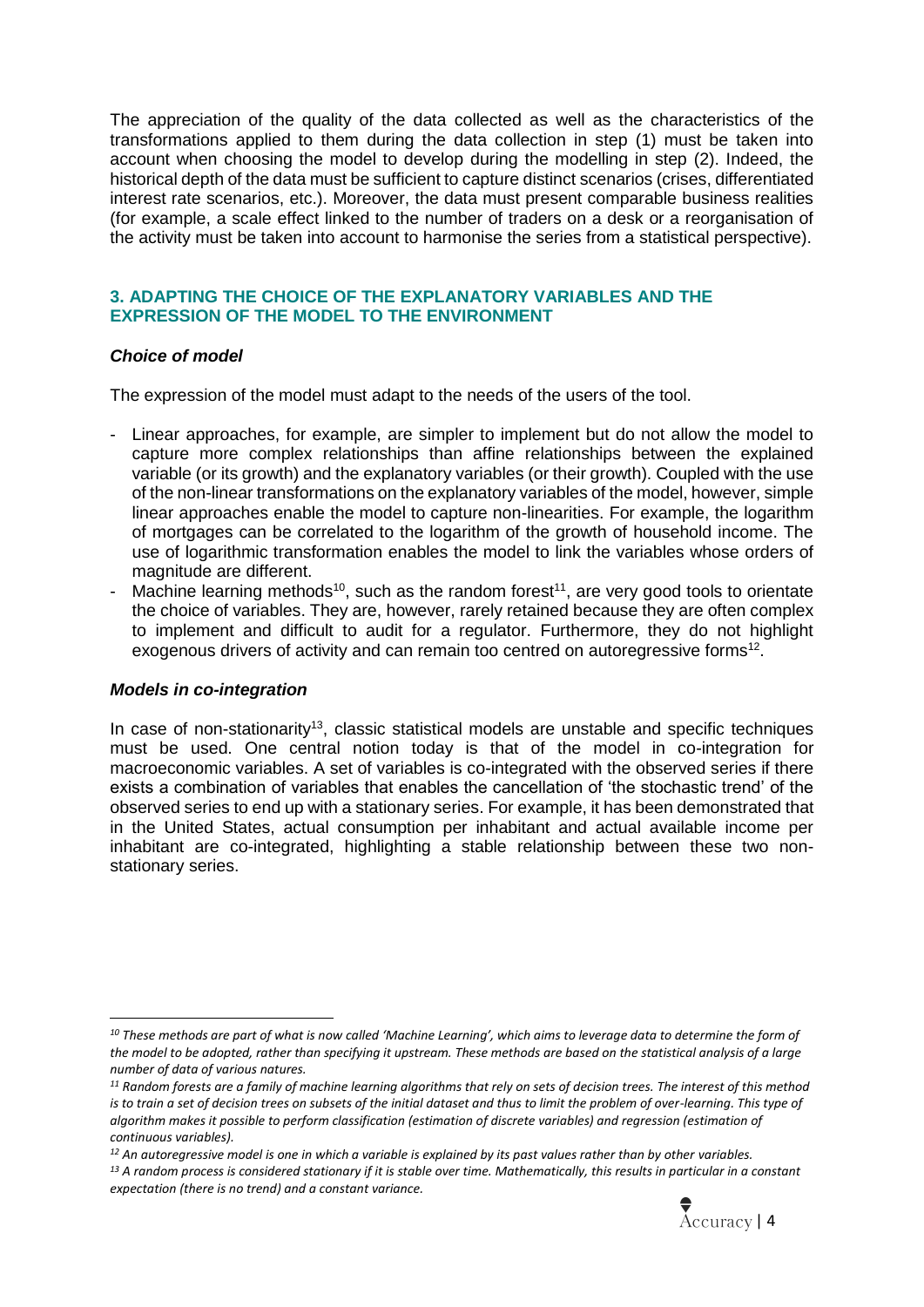The appreciation of the quality of the data collected as well as the characteristics of the transformations applied to them during the data collection in step (1) must be taken into account when choosing the model to develop during the modelling in step (2). Indeed, the historical depth of the data must be sufficient to capture distinct scenarios (crises, differentiated interest rate scenarios, etc.). Moreover, the data must present comparable business realities (for example, a scale effect linked to the number of traders on a desk or a reorganisation of the activity must be taken into account to harmonise the series from a statistical perspective).

## 3. ADAPTING THE CHOICE OF THE EXPLANATORY VARIABLES AND THE EXPRESSION OF THE MODEL TO THE ENVIRONMENT

### *Choice of model*

The expression of the model must adapt to the needs of the users of the tool.

- Linear approaches, for example, are simpler to implement but do not allow the model to capture more complex relationships than affine relationships between the explained variable (or its growth) and the explanatory variables (or their growth). Coupled with the use of the non-linear transformations on the explanatory variables of the model, however, simple linear approaches enable the model to capture non-linearities. For example, the logarithm of mortgages can be correlated to the logarithm of the growth of household income. The use of logarithmic transformation enables the model to link the variables whose orders of magnitude are different.
- Machine learning methods[10], such as the random forest[11], are very good tools to orientate the choice of variables. They are, however, rarely retained because they are often complex to implement and difficult to audit for a regulator. Furthermore, they do not highlight exogenous drivers of activity and can remain too centred on autoregressive forms[12].

### *Models in co-integration*

In case of non-stationarity[13], classic statistical models are unstable and specific techniques must be used. One central notion today is that of the model in co-integration for macroeconomic variables. A set of variables is co-integrated with the observed series if there exists a combination of variables that enables the cancellation of 'the stochastic trend' of the observed series to end up with a stationary series. For example, it has been demonstrated that in the United States, actual consumption per inhabitant and actual available income per inhabitant are co-integrated, highlighting a stable relationship between these two non-stationary series.

---

[10] *These methods are part of what is now called 'Machine Learning', which aims to leverage data to determine the form of the model to be adopted, rather than specifying it upstream. These methods are based on the statistical analysis of a large number of data of various natures.*

[11] *Random forests are a family of machine learning algorithms that rely on sets of decision trees. The interest of this method is to train a set of decision trees on subsets of the initial dataset and thus to limit the problem of over-learning. This type of algorithm makes it possible to perform classification (estimation of discrete variables) and regression (estimation of continuous variables).*

[12] *An autoregressive model is one in which a variable is explained by its past values rather than by other variables.*

[13] *A random process is considered stationary if it is stable over time. Mathematically, this results in particular in a constant expectation (there is no trend) and a constant variance.*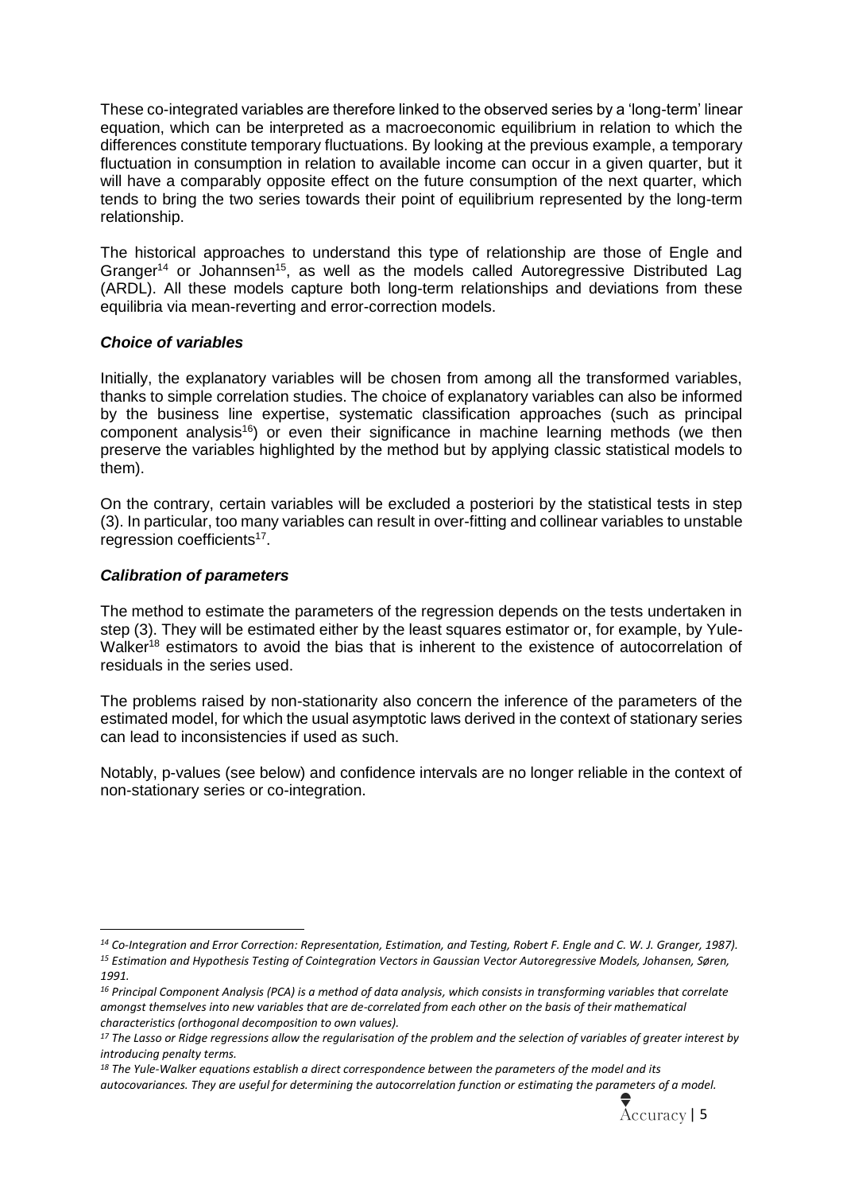These co-integrated variables are therefore linked to the observed series by a 'long-term' linear equation, which can be interpreted as a macroeconomic equilibrium in relation to which the differences constitute temporary fluctuations. By looking at the previous example, a temporary fluctuation in consumption in relation to available income can occur in a given quarter, but it will have a comparably opposite effect on the future consumption of the next quarter, which tends to bring the two series towards their point of equilibrium represented by the long-term relationship.

The historical approaches to understand this type of relationship are those of Engle and Granger[14] or Johannsen[15], as well as the models called Autoregressive Distributed Lag (ARDL). All these models capture both long-term relationships and deviations from these equilibria via mean-reverting and error-correction models.

***Choice of variables***

Initially, the explanatory variables will be chosen from among all the transformed variables, thanks to simple correlation studies. The choice of explanatory variables can also be informed by the business line expertise, systematic classification approaches (such as principal component analysis[16]) or even their significance in machine learning methods (we then preserve the variables highlighted by the method but by applying classic statistical models to them).

On the contrary, certain variables will be excluded a posteriori by the statistical tests in step (3). In particular, too many variables can result in over-fitting and collinear variables to unstable regression coefficients[17].

***Calibration of parameters***

The method to estimate the parameters of the regression depends on the tests undertaken in step (3). They will be estimated either by the least squares estimator or, for example, by Yule-Walker[18] estimators to avoid the bias that is inherent to the existence of autocorrelation of residuals in the series used.

The problems raised by non-stationarity also concern the inference of the parameters of the estimated model, for which the usual asymptotic laws derived in the context of stationary series can lead to inconsistencies if used as such.

Notably, p-values (see below) and confidence intervals are no longer reliable in the context of non-stationary series or co-integration.

---

*[14] Co-Integration and Error Correction: Representation, Estimation, and Testing, Robert F. Engle and C. W. J. Granger, 1987).*

*[15] Estimation and Hypothesis Testing of Cointegration Vectors in Gaussian Vector Autoregressive Models, Johansen, Søren, 1991.*

*[16] Principal Component Analysis (PCA) is a method of data analysis, which consists in transforming variables that correlate amongst themselves into new variables that are de-correlated from each other on the basis of their mathematical characteristics (orthogonal decomposition to own values).*

*[17] The Lasso or Ridge regressions allow the regularisation of the problem and the selection of variables of greater interest by introducing penalty terms.*

*[18] The Yule-Walker equations establish a direct correspondence between the parameters of the model and its autocovariances. They are useful for determining the autocorrelation function or estimating the parameters of a model.*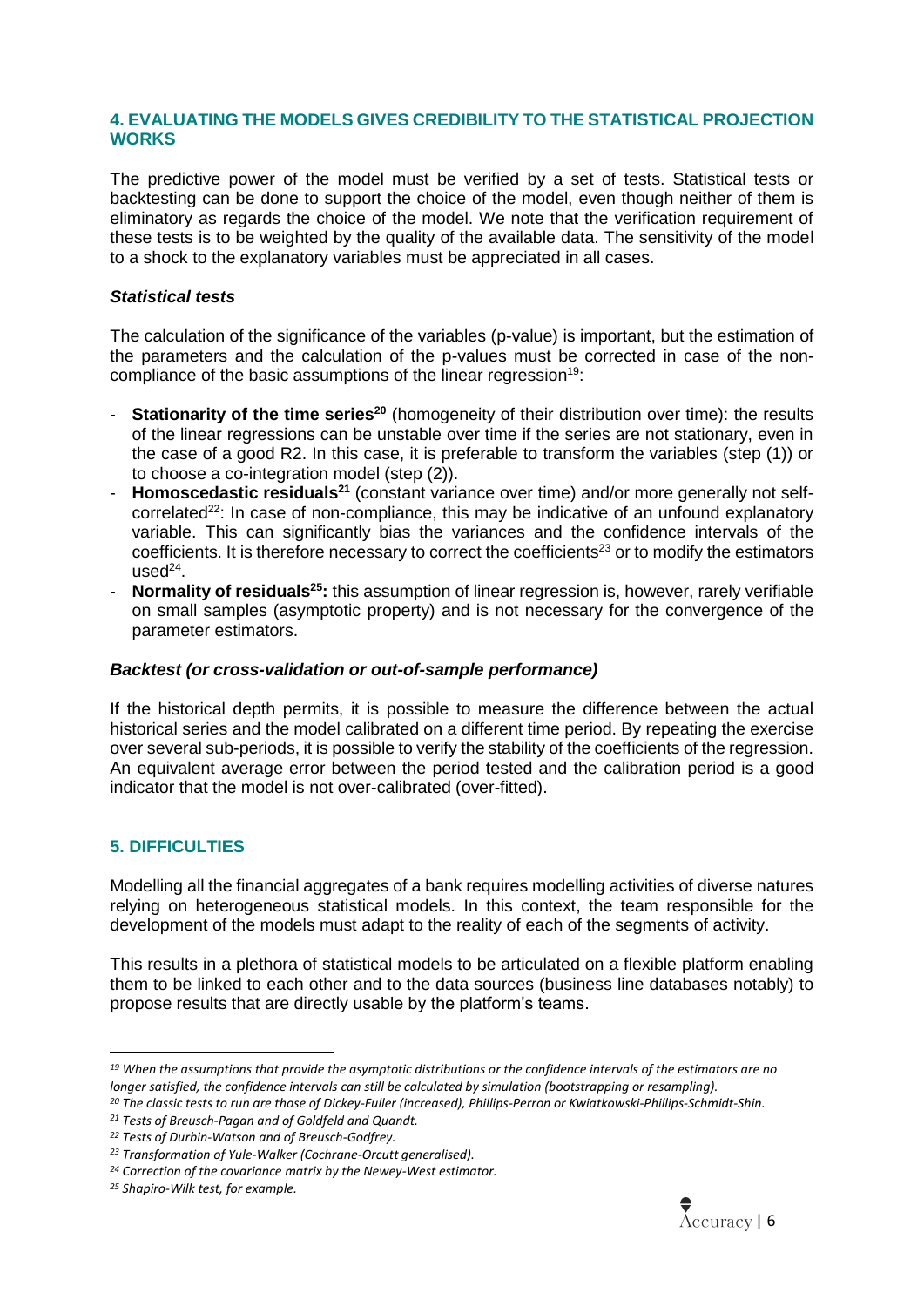## 4. EVALUATING THE MODELS GIVES CREDIBILITY TO THE STATISTICAL PROJECTION WORKS

The predictive power of the model must be verified by a set of tests. Statistical tests or backtesting can be done to support the choice of the model, even though neither of them is eliminatory as regards the choice of the model. We note that the verification requirement of these tests is to be weighted by the quality of the available data. The sensitivity of the model to a shock to the explanatory variables must be appreciated in all cases.

### *Statistical tests*

The calculation of the significance of the variables (p-value) is important, but the estimation of the parameters and the calculation of the p-values must be corrected in case of the non-compliance of the basic assumptions of the linear regression[19]:

- **Stationarity of the time series[20]** (homogeneity of their distribution over time): the results of the linear regressions can be unstable over time if the series are not stationary, even in the case of a good R2. In this case, it is preferable to transform the variables (step (1)) or to choose a co-integration model (step (2)).
- **Homoscedastic residuals[21]** (constant variance over time) and/or more generally not self-correlated[22]: In case of non-compliance, this may be indicative of an unfound explanatory variable. This can significantly bias the variances and the confidence intervals of the coefficients. It is therefore necessary to correct the coefficients[23] or to modify the estimators used[24].
- **Normality of residuals[25]:** this assumption of linear regression is, however, rarely verifiable on small samples (asymptotic property) and is not necessary for the convergence of the parameter estimators.

### *Backtest (or cross-validation or out-of-sample performance)*

If the historical depth permits, it is possible to measure the difference between the actual historical series and the model calibrated on a different time period. By repeating the exercise over several sub-periods, it is possible to verify the stability of the coefficients of the regression. An equivalent average error between the period tested and the calibration period is a good indicator that the model is not over-calibrated (over-fitted).

## 5. DIFFICULTIES

Modelling all the financial aggregates of a bank requires modelling activities of diverse natures relying on heterogeneous statistical models. In this context, the team responsible for the development of the models must adapt to the reality of each of the segments of activity.

This results in a plethora of statistical models to be articulated on a flexible platform enabling them to be linked to each other and to the data sources (business line databases notably) to propose results that are directly usable by the platform's teams.

---

*[19] When the assumptions that provide the asymptotic distributions or the confidence intervals of the estimators are no longer satisfied, the confidence intervals can still be calculated by simulation (bootstrapping or resampling).*

*[20] The classic tests to run are those of Dickey-Fuller (increased), Phillips-Perron or Kwiatkowski-Phillips-Schmidt-Shin.*

*[21] Tests of Breusch-Pagan and of Goldfeld and Quandt.*

*[22] Tests of Durbin-Watson and of Breusch-Godfrey.*

*[23] Transformation of Yule-Walker (Cochrane-Orcutt generalised).*

*[24] Correction of the covariance matrix by the Newey-West estimator.*

*[25] Shapiro-Wilk test, for example.*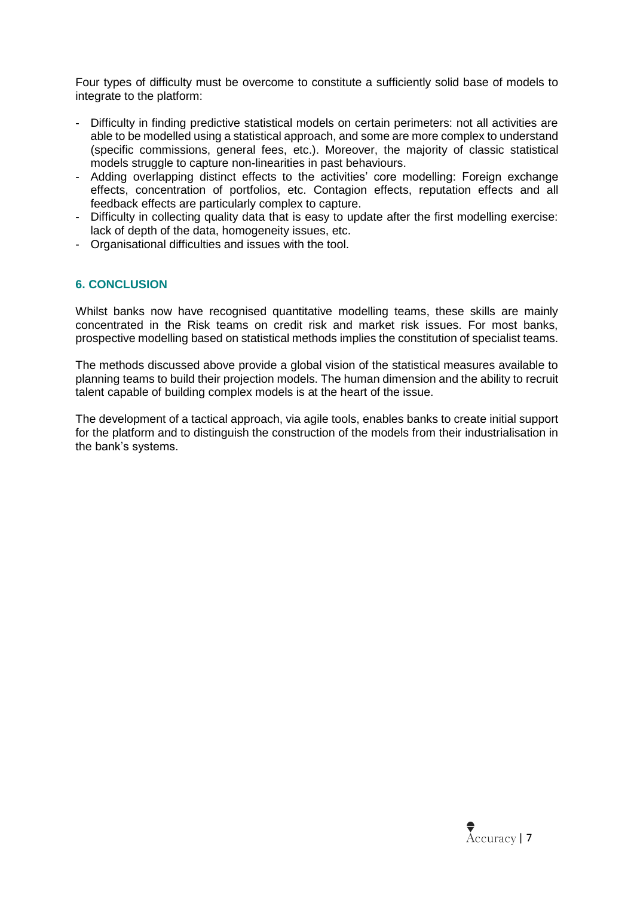Four types of difficulty must be overcome to constitute a sufficiently solid base of models to integrate to the platform:

- Difficulty in finding predictive statistical models on certain perimeters: not all activities are able to be modelled using a statistical approach, and some are more complex to understand (specific commissions, general fees, etc.). Moreover, the majority of classic statistical models struggle to capture non-linearities in past behaviours.
- Adding overlapping distinct effects to the activities' core modelling: Foreign exchange effects, concentration of portfolios, etc. Contagion effects, reputation effects and all feedback effects are particularly complex to capture.
- Difficulty in collecting quality data that is easy to update after the first modelling exercise: lack of depth of the data, homogeneity issues, etc.
- Organisational difficulties and issues with the tool.

### 6. CONCLUSION

Whilst banks now have recognised quantitative modelling teams, these skills are mainly concentrated in the Risk teams on credit risk and market risk issues. For most banks, prospective modelling based on statistical methods implies the constitution of specialist teams.

The methods discussed above provide a global vision of the statistical measures available to planning teams to build their projection models. The human dimension and the ability to recruit talent capable of building complex models is at the heart of the issue.

The development of a tactical approach, via agile tools, enables banks to create initial support for the platform and to distinguish the construction of the models from their industrialisation in the bank's systems.